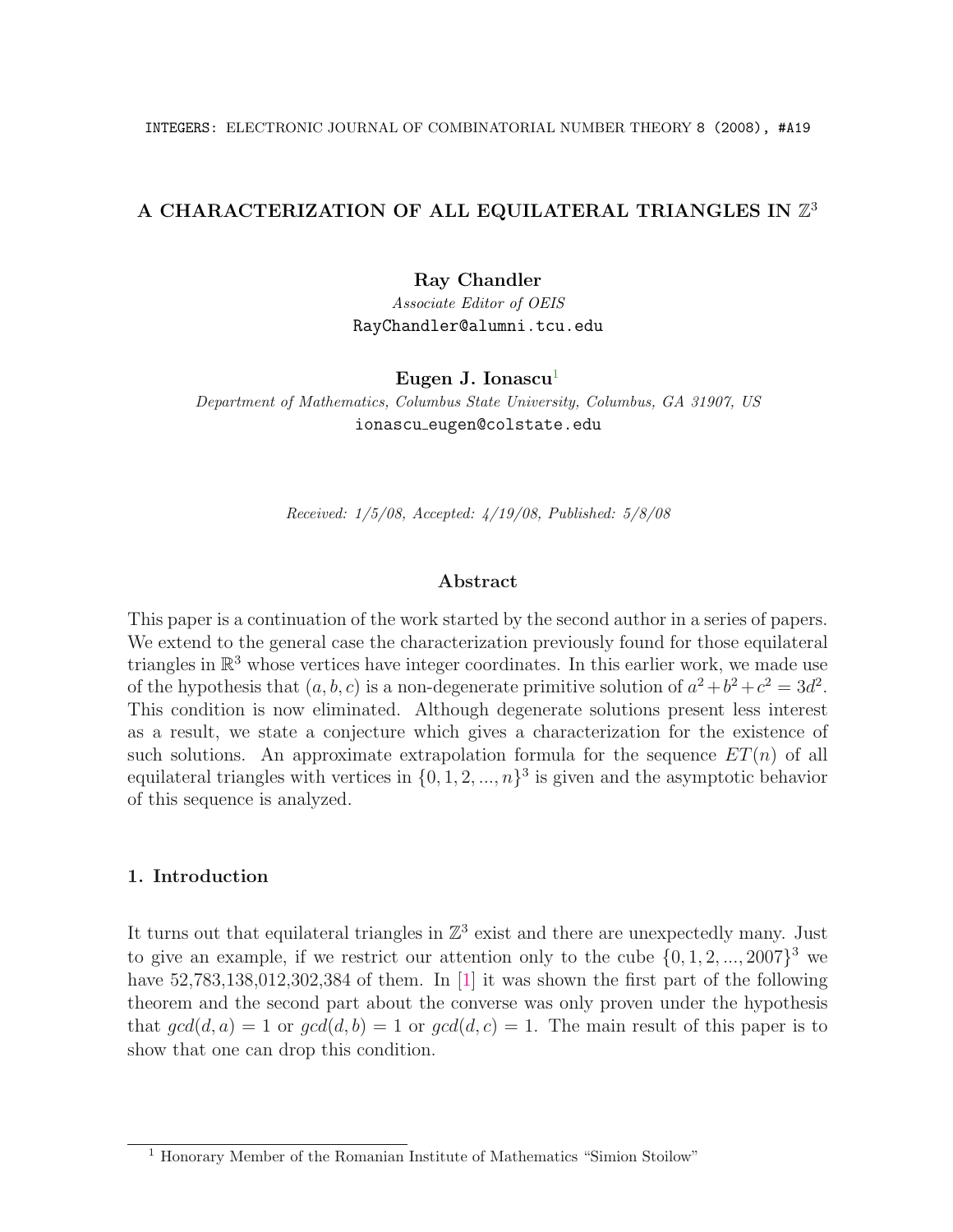# A CHARACTERIZATION OF ALL EQUILATERAL TRIANGLES IN $\mathbb{Z}^3$

**Ray Chandler**
*Associate Editor of OEIS*
RayChandler@alumni.tcu.edu

**Eugen J. Ionascu**[1]
*Department of Mathematics, Columbus State University, Columbus, GA 31907, US*
ionascu_eugen@colstate.edu

*Received: 1/5/08, Accepted: 4/19/08, Published: 5/8/08*

## Abstract

This paper is a continuation of the work started by the second author in a series of papers. We extend to the general case the characterization previously found for those equilateral triangles in $\mathbb{R}^3$ whose vertices have integer coordinates. In this earlier work, we made use of the hypothesis that $(a, b, c)$ is a non-degenerate primitive solution of $a^2+b^2+c^2 = 3d^2$. This condition is now eliminated. Although degenerate solutions present less interest as a result, we state a conjecture which gives a characterization for the existence of such solutions. An approximate extrapolation formula for the sequence $ET(n)$ of all equilateral triangles with vertices in $\{0, 1, 2, ..., n\}^3$ is given and the asymptotic behavior of this sequence is analyzed.

## 1. Introduction

It turns out that equilateral triangles in $\mathbb{Z}^3$ exist and there are unexpectedly many. Just to give an example, if we restrict our attention only to the cube $\{0, 1, 2, ..., 2007\}^3$ we have 52,783,138,012,302,384 of them. In [1] it was shown the first part of the following theorem and the second part about the converse was only proven under the hypothesis that $gcd(d, a) = 1$ or $gcd(d, b) = 1$ or $gcd(d, c) = 1$. The main result of this paper is to show that one can drop this condition.

[1] Honorary Member of the Romanian Institute of Mathematics "Simion Stoilow"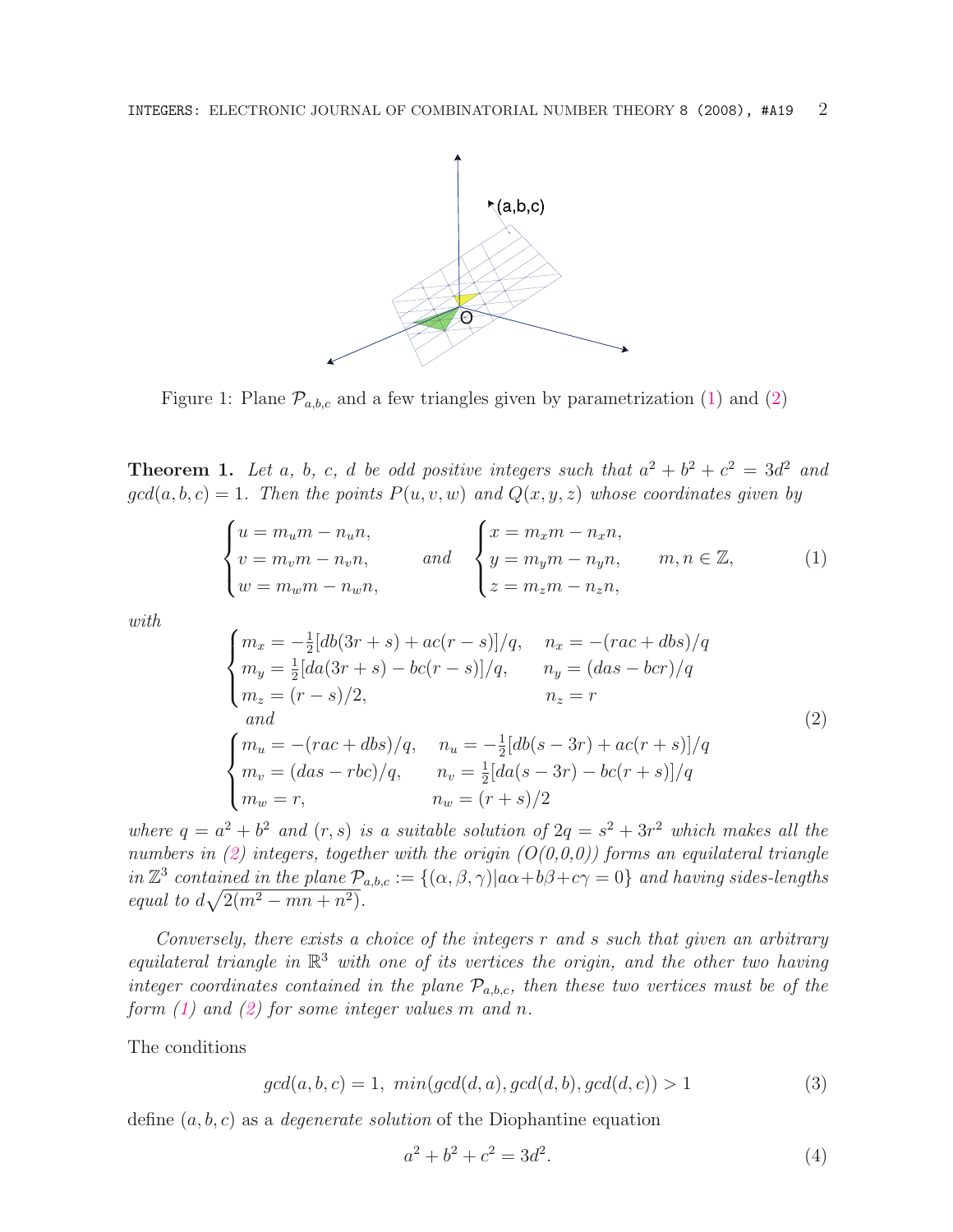Figure 1: Plane $\mathcal{P}_{a,b,c}$ and a few triangles given by parametrization (1) and (2)

**Theorem 1.** *Let $a$, $b$, $c$, $d$ be odd positive integers such that $a^2 + b^2 + c^2 = 3d^2$ and $gcd(a, b, c) = 1$. Then the points $P(u, v, w)$ and $Q(x, y, z)$ whose coordinates given by*

$$\begin{cases} u = m_u m - n_u n, \\ v = m_v m - n_v n, \\ w = m_w m - n_w n, \end{cases} \quad \text{and} \quad \begin{cases} x = m_x m - n_x n, \\ y = m_y m - n_y n, \\ z = m_z m - n_z n, \end{cases} \quad m, n \in \mathbb{Z}, \tag{1}$$

*with*

$$\begin{cases} m_x = -\frac{1}{2}[db(3r+s) + ac(r-s)]/q, & n_x = -(rac + dbs)/q \\ m_y = \frac{1}{2}[da(3r+s) - bc(r-s)]/q, & n_y = (das - bcr)/q \\ m_z = (r-s)/2, & n_z = r \end{cases}$$
$$\text{and} \tag{2}$$
$$\begin{cases} m_u = -(rac + dbs)/q, & n_u = -\frac{1}{2}[db(s-3r) + ac(r+s)]/q \\ m_v = (das - rbc)/q, & n_v = \frac{1}{2}[da(s-3r) - bc(r+s)]/q \\ m_w = r, & n_w = (r+s)/2 \end{cases}$$

*where $q = a^2 + b^2$ and $(r, s)$ is a suitable solution of $2q = s^2 + 3r^2$ which makes all the numbers in (2) integers, together with the origin ($O(0,0,0)$) forms an equilateral triangle in $\mathbb{Z}^3$ contained in the plane $\mathcal{P}_{a,b,c} := \{(\alpha, \beta, \gamma) | a\alpha + b\beta + c\gamma = 0\}$ and having sides-lengths equal to $d\sqrt{2(m^2 - mn + n^2)}$.*

*Conversely, there exists a choice of the integers $r$ and $s$ such that given an arbitrary equilateral triangle in $\mathbb{R}^3$ with one of its vertices the origin, and the other two having integer coordinates contained in the plane $\mathcal{P}_{a,b,c}$, then these two vertices must be of the form (1) and (2) for some integer values $m$ and $n$.*

The conditions

$$gcd(a, b, c) = 1, \ min(gcd(d, a), gcd(d, b), gcd(d, c)) > 1 \tag{3}$$

define $(a, b, c)$ as a *degenerate solution* of the Diophantine equation

$$a^2 + b^2 + c^2 = 3d^2. \tag{4}$$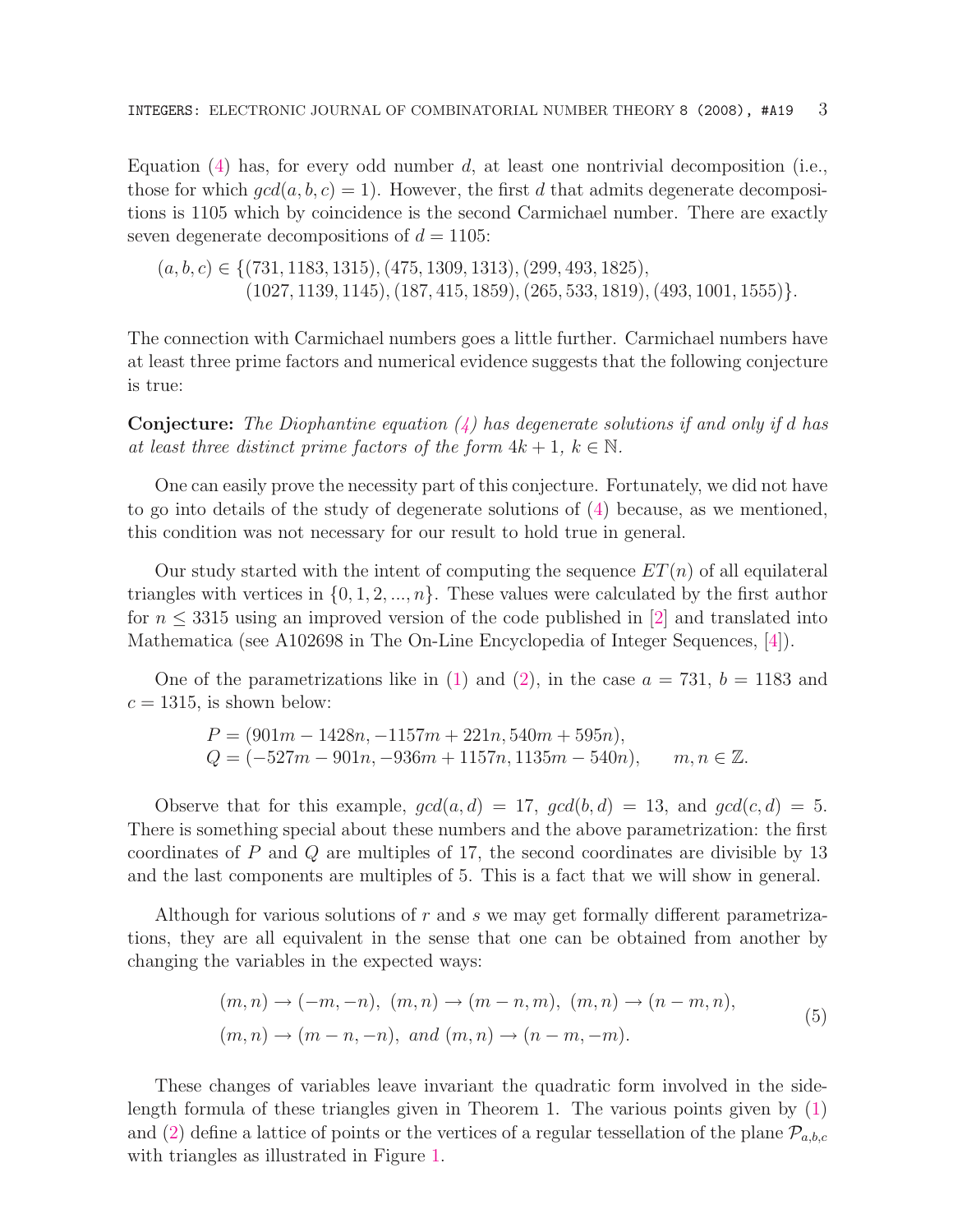Equation (4) has, for every odd number $d$, at least one nontrivial decomposition (i.e., those for which $gcd(a, b, c) = 1$). However, the first $d$ that admits degenerate decompositions is 1105 which by coincidence is the second Carmichael number. There are exactly seven degenerate decompositions of $d = 1105$:

$$
\begin{aligned}
(a, b, c) \in \{&(731, 1183, 1315), (475, 1309, 1313), (299, 493, 1825), \\
&(1027, 1139, 1145), (187, 415, 1859), (265, 533, 1819), (493, 1001, 1555)\}.
\end{aligned}
$$

The connection with Carmichael numbers goes a little further. Carmichael numbers have at least three prime factors and numerical evidence suggests that the following conjecture is true:

**Conjecture:** *The Diophantine equation (4) has degenerate solutions if and only if $d$ has at least three distinct prime factors of the form $4k + 1$, $k \in \mathbb{N}$.*

One can easily prove the necessity part of this conjecture. Fortunately, we did not have to go into details of the study of degenerate solutions of (4) because, as we mentioned, this condition was not necessary for our result to hold true in general.

Our study started with the intent of computing the sequence $ET(n)$ of all equilateral triangles with vertices in $\{0, 1, 2, ..., n\}$. These values were calculated by the first author for $n \le 3315$ using an improved version of the code published in [2] and translated into Mathematica (see A102698 in The On-Line Encyclopedia of Integer Sequences, [4]).

One of the parametrizations like in (1) and (2), in the case $a = 731$, $b = 1183$ and $c = 1315$, is shown below:

$$
\begin{aligned}
P &= (901m - 1428n, -1157m + 221n, 540m + 595n), \\
Q &= (-527m - 901n, -936m + 1157n, 1135m - 540n), \qquad m, n \in \mathbb{Z}.
\end{aligned}
$$

Observe that for this example, $gcd(a, d) = 17$, $gcd(b, d) = 13$, and $gcd(c, d) = 5$. There is something special about these numbers and the above parametrization: the first coordinates of $P$ and $Q$ are multiples of 17, the second coordinates are divisible by 13 and the last components are multiples of 5. This is a fact that we will show in general.

Although for various solutions of $r$ and $s$ we may get formally different parametrizations, they are all equivalent in the sense that one can be obtained from another by changing the variables in the expected ways:

$$
\begin{aligned}
&(m, n) \to (-m, -n),\ (m, n) \to (m - n, m),\ (m, n) \to (n - m, n), \\
&(m, n) \to (m - n, -n),\ \textit{and}\ (m, n) \to (n - m, -m).
\end{aligned} \tag{5}
$$

These changes of variables leave invariant the quadratic form involved in the side-length formula of these triangles given in Theorem 1. The various points given by (1) and (2) define a lattice of points or the vertices of a regular tessellation of the plane $\mathcal{P}_{a,b,c}$ with triangles as illustrated in Figure 1.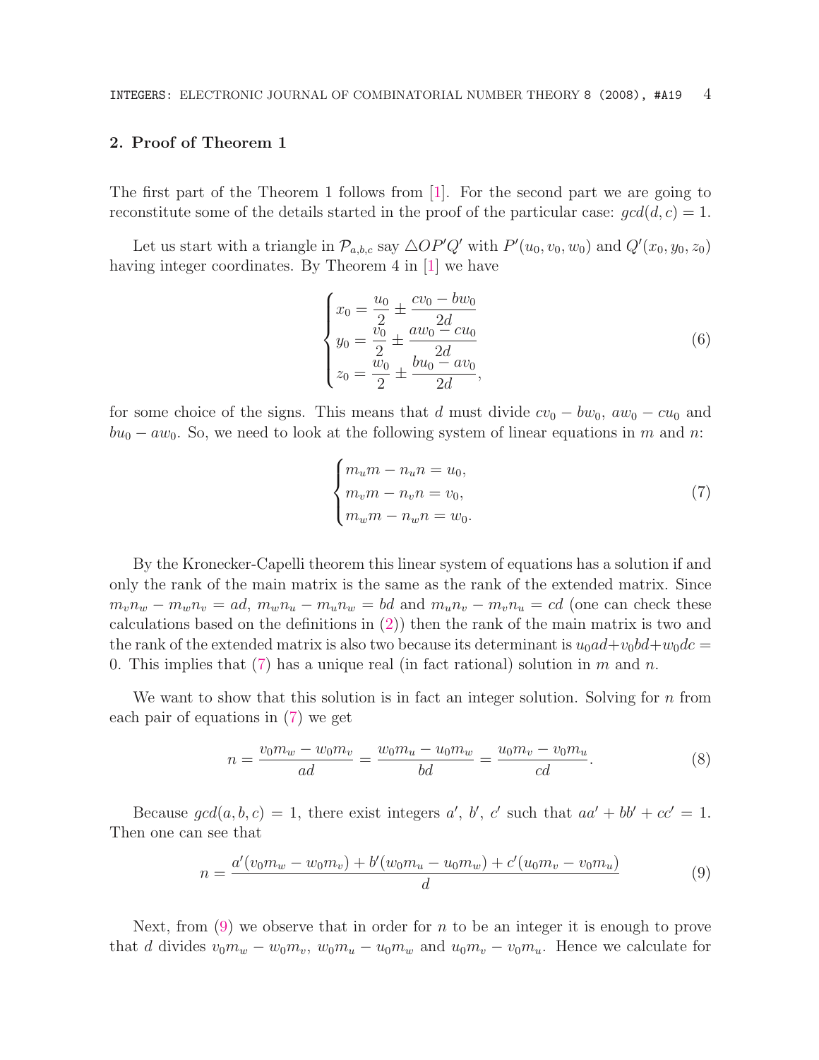## 2. Proof of Theorem 1

The first part of the Theorem 1 follows from [1]. For the second part we are going to reconstitute some of the details started in the proof of the particular case: $gcd(d, c) = 1$.

Let us start with a triangle in $\mathcal{P}_{a,b,c}$ say $\triangle OP'Q'$ with $P'(u_0, v_0, w_0)$ and $Q'(x_0, y_0, z_0)$ having integer coordinates. By Theorem 4 in [1] we have

$$\begin{cases} x_0 = \dfrac{u_0}{2} \pm \dfrac{cv_0 - bw_0}{2d} \\ y_0 = \dfrac{v_0}{2} \pm \dfrac{aw_0 - cu_0}{2d} \\ z_0 = \dfrac{w_0}{2} \pm \dfrac{bu_0 - av_0}{2d}, \end{cases} \tag{6}$$

for some choice of the signs. This means that $d$ must divide $cv_0 - bw_0$, $aw_0 - cu_0$ and $bu_0 - aw_0$. So, we need to look at the following system of linear equations in $m$ and $n$:

$$\begin{cases} m_u m - n_u n = u_0, \\ m_v m - n_v n = v_0, \\ m_w m - n_w n = w_0. \end{cases} \tag{7}$$

By the Kronecker-Capelli theorem this linear system of equations has a solution if and only the rank of the main matrix is the same as the rank of the extended matrix. Since $m_v n_w - m_w n_v = ad$, $m_w n_u - m_u n_w = bd$ and $m_u n_v - m_v n_u = cd$ (one can check these calculations based on the definitions in (2)) then the rank of the main matrix is two and the rank of the extended matrix is also two because its determinant is $u_0 ad + v_0 bd + w_0 dc = 0$. This implies that (7) has a unique real (in fact rational) solution in $m$ and $n$.

We want to show that this solution is in fact an integer solution. Solving for $n$ from each pair of equations in (7) we get

$$n = \frac{v_0 m_w - w_0 m_v}{ad} = \frac{w_0 m_u - u_0 m_w}{bd} = \frac{u_0 m_v - v_0 m_u}{cd}. \tag{8}$$

Because $gcd(a, b, c) = 1$, there exist integers $a'$, $b'$, $c'$ such that $aa' + bb' + cc' = 1$. Then one can see that

$$n = \frac{a'(v_0 m_w - w_0 m_v) + b'(w_0 m_u - u_0 m_w) + c'(u_0 m_v - v_0 m_u)}{d} \tag{9}$$

Next, from (9) we observe that in order for $n$ to be an integer it is enough to prove that $d$ divides $v_0 m_w - w_0 m_v$, $w_0 m_u - u_0 m_w$ and $u_0 m_v - v_0 m_u$. Hence we calculate for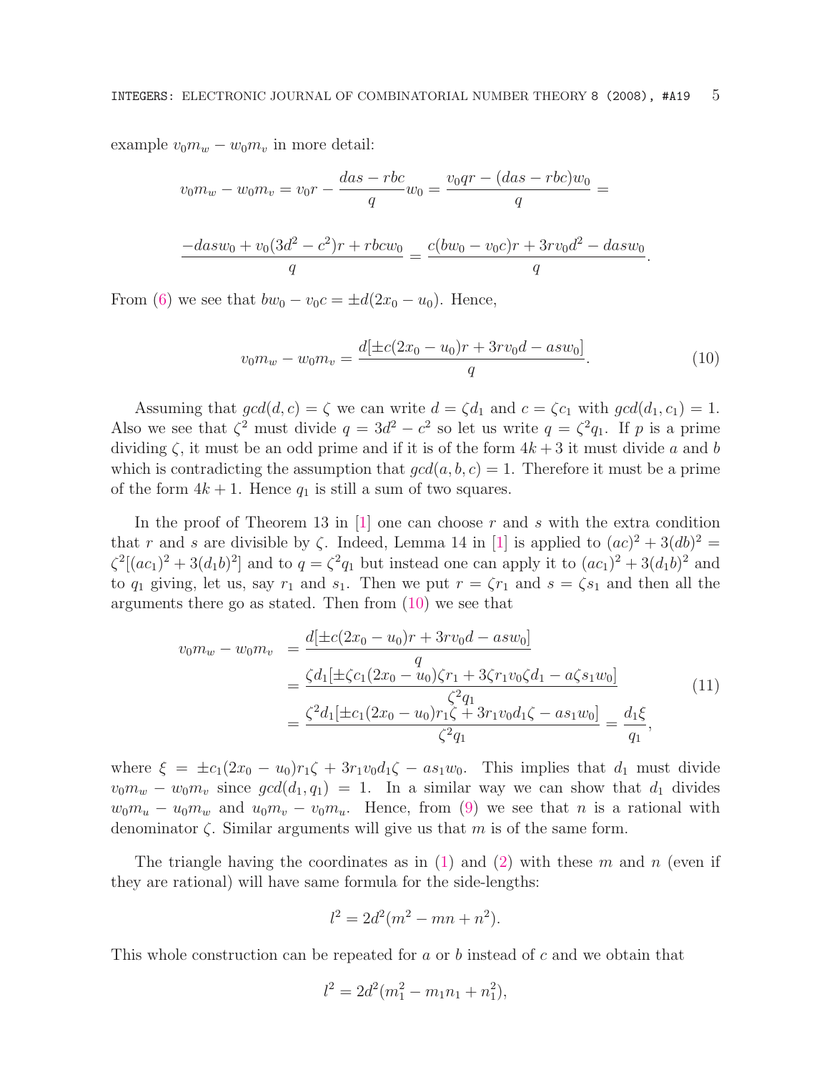example $v_0m_w - w_0m_v$ in more detail:

$$v_0m_w - w_0m_v = v_0r - \frac{das - rbc}{q}w_0 = \frac{v_0qr - (das - rbc)w_0}{q} =$$

$$\frac{-dasw_0 + v_0(3d^2 - c^2)r + rbcw_0}{q} = \frac{c(bw_0 - v_0c)r + 3rv_0d^2 - dasw_0}{q}.$$

From (6) we see that $bw_0 - v_0c = \pm d(2x_0 - u_0)$. Hence,

$$v_0m_w - w_0m_v = \frac{d[\pm c(2x_0 - u_0)r + 3rv_0d - asw_0]}{q}. \tag{10}$$

Assuming that $gcd(d, c) = \zeta$ we can write $d = \zeta d_1$ and $c = \zeta c_1$ with $gcd(d_1, c_1) = 1$. Also we see that $\zeta^2$ must divide $q = 3d^2 - c^2$ so let us write $q = \zeta^2 q_1$. If $p$ is a prime dividing $\zeta$, it must be an odd prime and if it is of the form $4k + 3$ it must divide $a$ and $b$ which is contradicting the assumption that $gcd(a, b, c) = 1$. Therefore it must be a prime of the form $4k + 1$. Hence $q_1$ is still a sum of two squares.

In the proof of Theorem 13 in [1] one can choose $r$ and $s$ with the extra condition that $r$ and $s$ are divisible by $\zeta$. Indeed, Lemma 14 in [1] is applied to $(ac)^2 + 3(db)^2 = \zeta^2[(ac_1)^2 + 3(d_1b)^2]$ and to $q = \zeta^2 q_1$ but instead one can apply it to $(ac_1)^2 + 3(d_1b)^2$ and to $q_1$ giving, let us, say $r_1$ and $s_1$. Then we put $r = \zeta r_1$ and $s = \zeta s_1$ and then all the arguments there go as stated. Then from (10) we see that

$$\begin{aligned} v_0m_w - w_0m_v &= \frac{d[\pm c(2x_0 - u_0)r + 3rv_0d - asw_0]}{q} \\ &= \frac{\zeta d_1[\pm \zeta c_1(2x_0 - u_0)\zeta r_1 + 3\zeta r_1 v_0 \zeta d_1 - a\zeta s_1 w_0]}{\zeta^2 q_1} \\ &= \frac{\zeta^2 d_1[\pm c_1(2x_0 - u_0)r_1\zeta + 3r_1v_0d_1\zeta - as_1w_0]}{\zeta^2 q_1} = \frac{d_1\xi}{q_1}, \end{aligned} \tag{11}$$

where $\xi = \pm c_1(2x_0 - u_0)r_1\zeta + 3r_1v_0d_1\zeta - as_1w_0$. This implies that $d_1$ must divide $v_0m_w - w_0m_v$ since $gcd(d_1, q_1) = 1$. In a similar way we can show that $d_1$ divides $w_0m_u - u_0m_w$ and $u_0m_v - v_0m_u$. Hence, from (9) we see that $n$ is a rational with denominator $\zeta$. Similar arguments will give us that $m$ is of the same form.

The triangle having the coordinates as in (1) and (2) with these $m$ and $n$ (even if they are rational) will have same formula for the side-lengths:

$$l^2 = 2d^2(m^2 - mn + n^2).$$

This whole construction can be repeated for $a$ or $b$ instead of $c$ and we obtain that

$$l^2 = 2d^2(m_1^2 - m_1n_1 + n_1^2),$$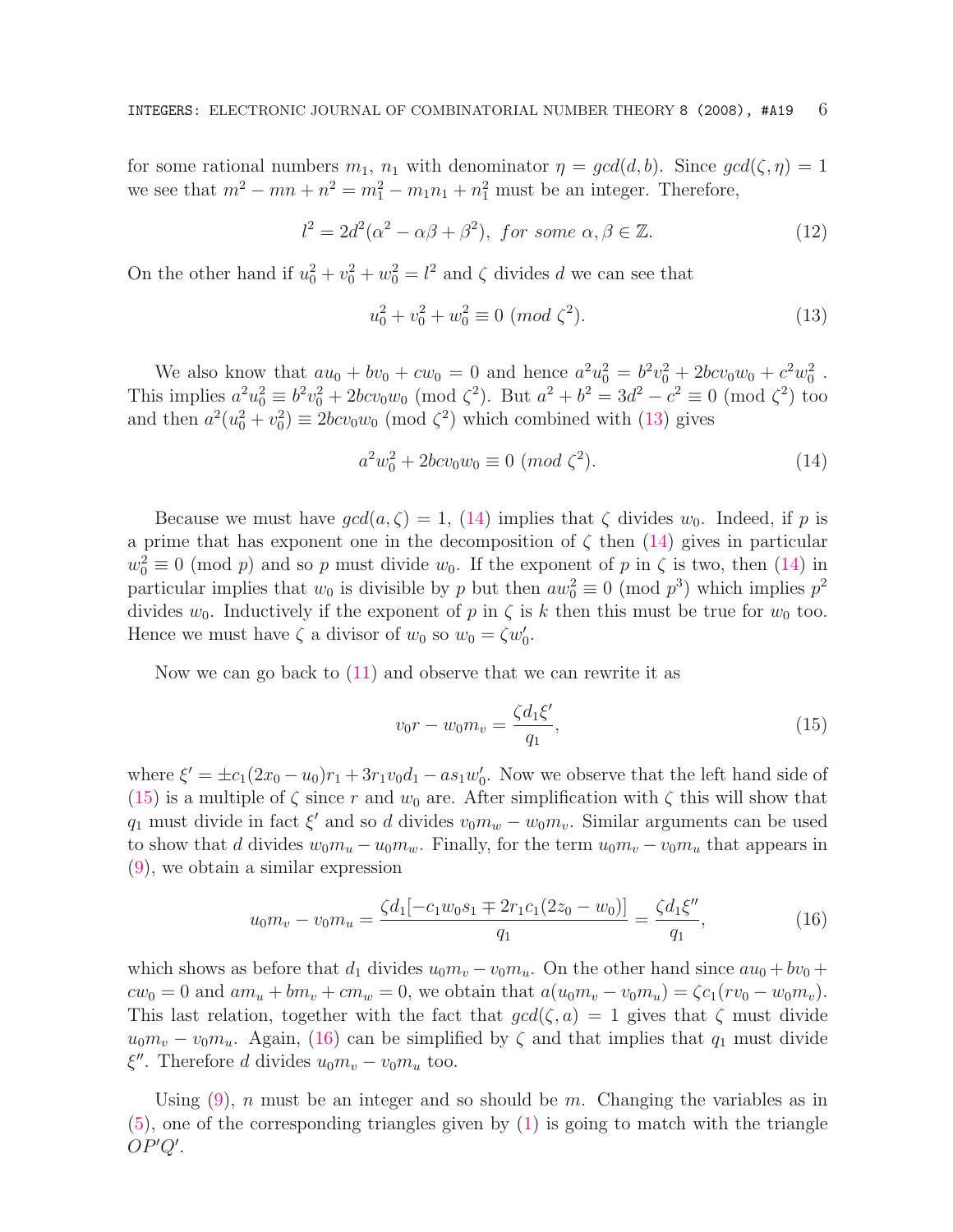for some rational numbers $m_1$, $n_1$ with denominator $\eta = gcd(d, b)$. Since $gcd(\zeta, \eta) = 1$ we see that $m^2 - mn + n^2 = m_1^2 - m_1 n_1 + n_1^2$ must be an integer. Therefore,

$$l^2 = 2d^2(\alpha^2 - \alpha\beta + \beta^2),\ \textit{for some}\ \alpha, \beta \in \mathbb{Z}. \tag{12}$$

On the other hand if $u_0^2 + v_0^2 + w_0^2 = l^2$ and $\zeta$ divides $d$ we can see that

$$u_0^2 + v_0^2 + w_0^2 \equiv 0\ (mod\ \zeta^2). \tag{13}$$

We also know that $au_0 + bv_0 + cw_0 = 0$ and hence $a^2u_0^2 = b^2v_0^2 + 2bcv_0w_0 + c^2w_0^2$. This implies $a^2u_0^2 \equiv b^2v_0^2 + 2bcv_0w_0 \pmod{\zeta^2}$. But $a^2 + b^2 = 3d^2 - c^2 \equiv 0 \pmod{\zeta^2}$ too and then $a^2(u_0^2 + v_0^2) \equiv 2bcv_0w_0 \pmod{\zeta^2}$ which combined with (13) gives

$$a^2w_0^2 + 2bcv_0w_0 \equiv 0\ (mod\ \zeta^2). \tag{14}$$

Because we must have $gcd(a, \zeta) = 1$, (14) implies that $\zeta$ divides $w_0$. Indeed, if $p$ is a prime that has exponent one in the decomposition of $\zeta$ then (14) gives in particular $w_0^2 \equiv 0 \pmod p$ and so $p$ must divide $w_0$. If the exponent of $p$ in $\zeta$ is two, then (14) in particular implies that $w_0$ is divisible by $p$ but then $aw_0^2 \equiv 0 \pmod{p^3}$ which implies $p^2$ divides $w_0$. Inductively if the exponent of $p$ in $\zeta$ is $k$ then this must be true for $w_0$ too. Hence we must have $\zeta$ a divisor of $w_0$ so $w_0 = \zeta w_0'$.

Now we can go back to (11) and observe that we can rewrite it as

$$v_0 r - w_0 m_v = \frac{\zeta d_1 \xi'}{q_1}, \tag{15}$$

where $\xi' = \pm c_1(2x_0 - u_0)r_1 + 3r_1v_0d_1 - as_1w_0'$. Now we observe that the left hand side of (15) is a multiple of $\zeta$ since $r$ and $w_0$ are. After simplification with $\zeta$ this will show that $q_1$ must divide in fact $\xi'$ and so $d$ divides $v_0m_w - w_0m_v$. Similar arguments can be used to show that $d$ divides $w_0m_u - u_0m_w$. Finally, for the term $u_0m_v - v_0m_u$ that appears in (9), we obtain a similar expression

$$u_0m_v - v_0m_u = \frac{\zeta d_1[-c_1w_0s_1 \mp 2r_1c_1(2z_0 - w_0)]}{q_1} = \frac{\zeta d_1 \xi''}{q_1}, \tag{16}$$

which shows as before that $d_1$ divides $u_0m_v - v_0m_u$. On the other hand since $au_0 + bv_0 + cw_0 = 0$ and $am_u + bm_v + cm_w = 0$, we obtain that $a(u_0m_v - v_0m_u) = \zeta c_1(rv_0 - w_0m_v)$. This last relation, together with the fact that $gcd(\zeta, a) = 1$ gives that $\zeta$ must divide $u_0m_v - v_0m_u$. Again, (16) can be simplified by $\zeta$ and that implies that $q_1$ must divide $\xi''$. Therefore $d$ divides $u_0m_v - v_0m_u$ too.

Using (9), $n$ must be an integer and so should be $m$. Changing the variables as in (5), one of the corresponding triangles given by (1) is going to match with the triangle $OP'Q'$.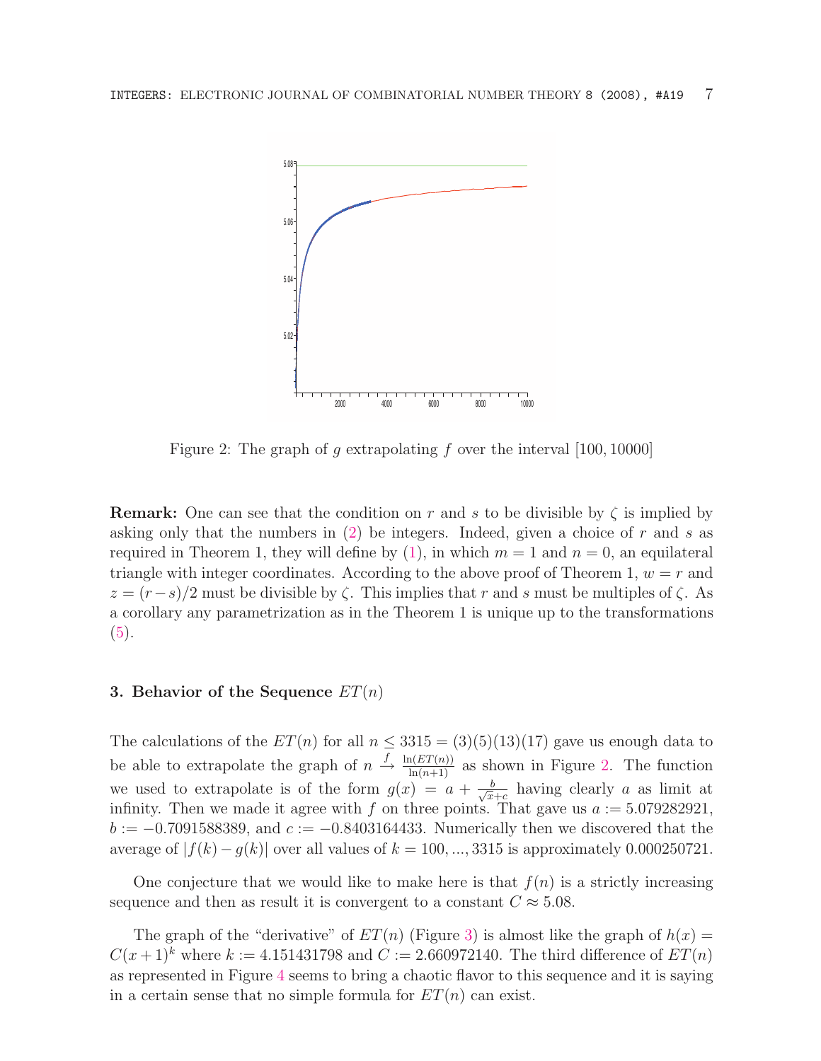Figure 2: The graph of $g$ extrapolating $f$ over the interval $[100, 10000]$

**Remark:** One can see that the condition on $r$ and $s$ to be divisible by $\zeta$ is implied by asking only that the numbers in (2) be integers. Indeed, given a choice of $r$ and $s$ as required in Theorem 1, they will define by (1), in which $m = 1$ and $n = 0$, an equilateral triangle with integer coordinates. According to the above proof of Theorem 1, $w = r$ and $z = (r - s)/2$ must be divisible by $\zeta$. This implies that $r$ and $s$ must be multiples of $\zeta$. As a corollary any parametrization as in the Theorem 1 is unique up to the transformations (5).

## 3. Behavior of the Sequence $ET(n)$

The calculations of the $ET(n)$ for all $n \le 3315 = (3)(5)(13)(17)$ gave us enough data to be able to extrapolate the graph of $n \overset{f}{\rightarrow} \frac{\ln(ET(n))}{\ln(n+1)}$ as shown in Figure 2. The function we used to extrapolate is of the form $g(x) = a + \frac{b}{\sqrt{x}+c}$ having clearly $a$ as limit at infinity. Then we made it agree with $f$ on three points. That gave us $a := 5.079282921$, $b := -0.7091588389$, and $c := -0.8403164433$. Numerically then we discovered that the average of $|f(k) - g(k)|$ over all values of $k = 100, ..., 3315$ is approximately $0.000250721$.

One conjecture that we would like to make here is that $f(n)$ is a strictly increasing sequence and then as result it is convergent to a constant $C \approx 5.08$.

The graph of the "derivative" of $ET(n)$ (Figure 3) is almost like the graph of $h(x) = C(x+1)^k$ where $k := 4.151431798$ and $C := 2.660972140$. The third difference of $ET(n)$ as represented in Figure 4 seems to bring a chaotic flavor to this sequence and it is saying in a certain sense that no simple formula for $ET(n)$ can exist.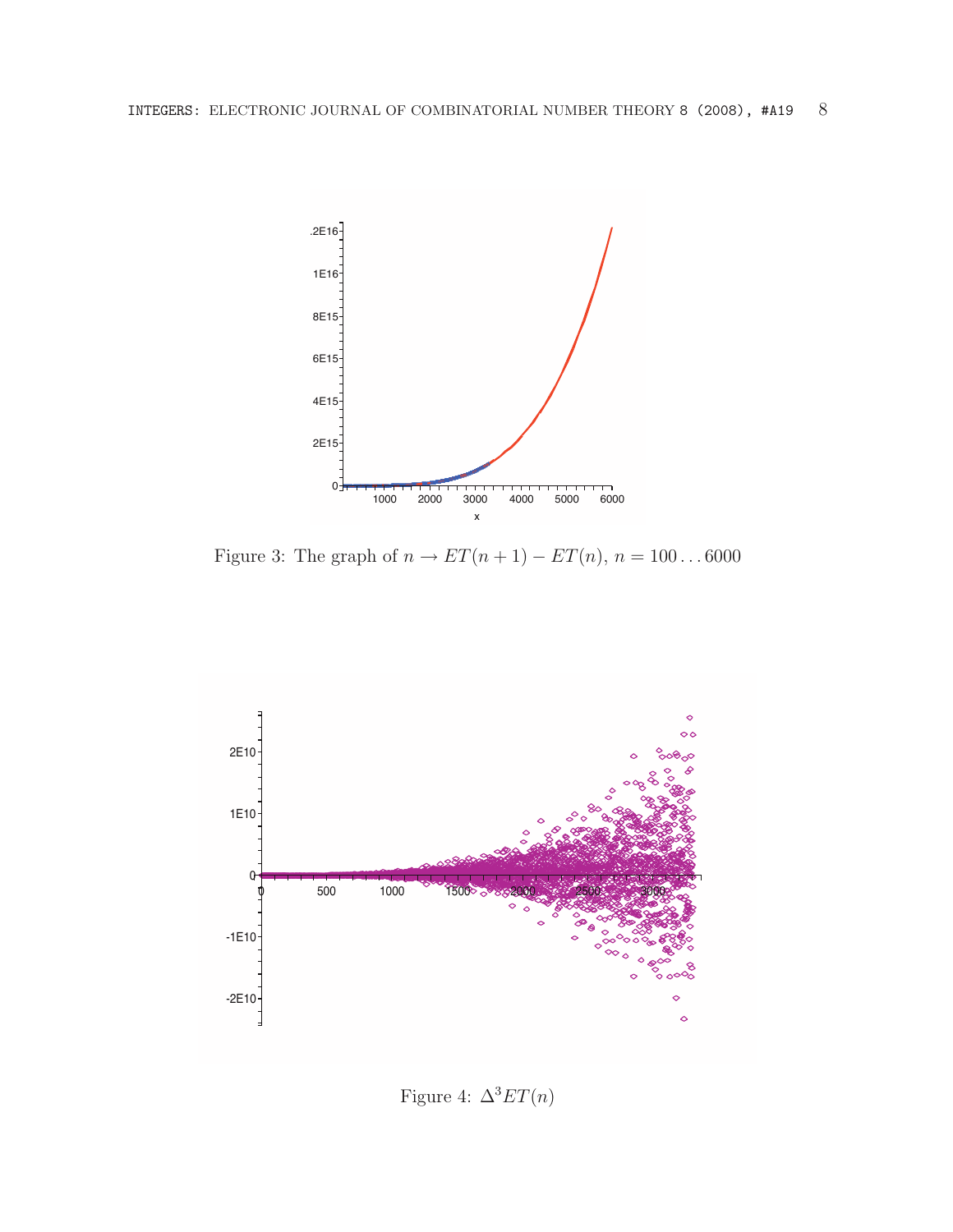Figure 3: The graph of $n \to ET(n+1) - ET(n)$, $n = 100 \ldots 6000$

Figure 4: $\Delta^3 ET(n)$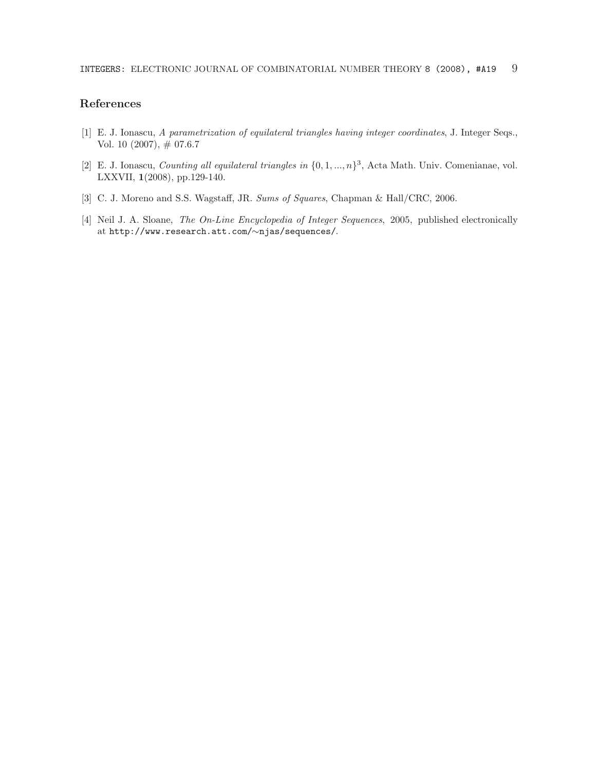## References

[1] E. J. Ionascu, *A parametrization of equilateral triangles having integer coordinates*, J. Integer Seqs., Vol. 10 (2007), # 07.6.7

[2] E. J. Ionascu, *Counting all equilateral triangles in* $\{0, 1, ..., n\}^3$, Acta Math. Univ. Comenianae, vol. LXXVII, **1**(2008), pp.129-140.

[3] C. J. Moreno and S.S. Wagstaff, JR. *Sums of Squares*, Chapman & Hall/CRC, 2006.

[4] Neil J. A. Sloane, *The On-Line Encyclopedia of Integer Sequences*, 2005, published electronically at `http://www.research.att.com/~njas/sequences/`.